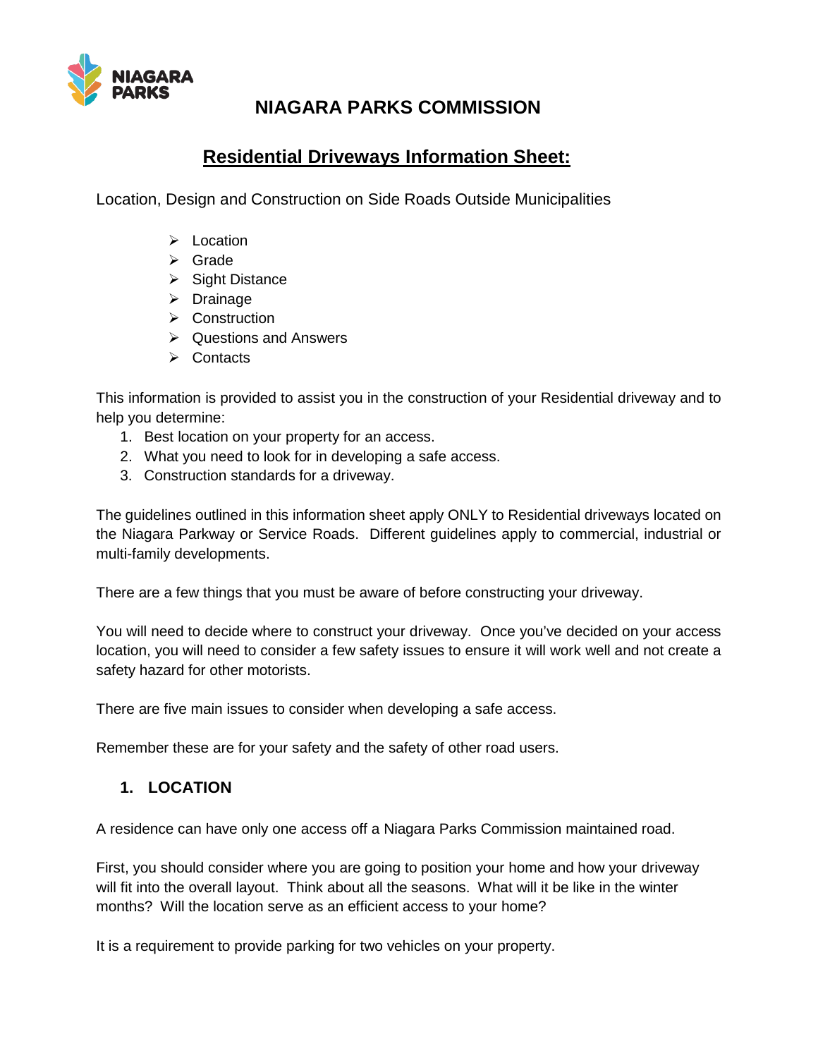# NIAGARA PARKS COMMISSION

## Residential Driveways Information Sheet:

Location, Design and Construction on Side Roads Outside Municipalities

- Location
- Grade
- Sight Distance
- Drainage
- Construction
- Questions and Answers
- Contacts

This information is provided to assist you in the construction of your Residential driveway and to help you determine:

1. Best location on your property for an access.
2. What you need to look for in developing a safe access.
3. Construction standards for a driveway.

The guidelines outlined in this information sheet apply ONLY to Residential driveways located on the Niagara Parkway or Service Roads. Different guidelines apply to commercial, industrial or multi-family developments.

There are a few things that you must be aware of before constructing your driveway.

You will need to decide where to construct your driveway. Once you've decided on your access location, you will need to consider a few safety issues to ensure it will work well and not create a safety hazard for other motorists.

There are five main issues to consider when developing a safe access.

Remember these are for your safety and the safety of other road users.

### 1. LOCATION

A residence can have only one access off a Niagara Parks Commission maintained road.

First, you should consider where you are going to position your home and how your driveway will fit into the overall layout. Think about all the seasons. What will it be like in the winter months? Will the location serve as an efficient access to your home?

It is a requirement to provide parking for two vehicles on your property.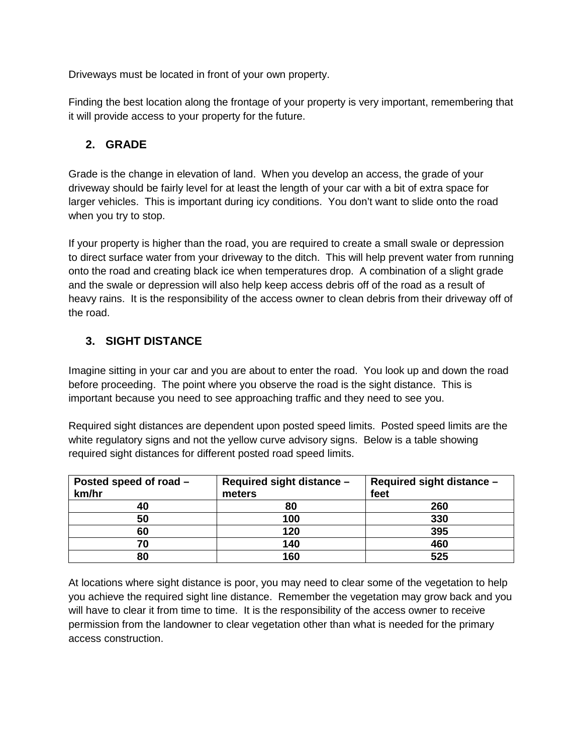Driveways must be located in front of your own property.

Finding the best location along the frontage of your property is very important, remembering that it will provide access to your property for the future.

## 2. GRADE

Grade is the change in elevation of land. When you develop an access, the grade of your driveway should be fairly level for at least the length of your car with a bit of extra space for larger vehicles. This is important during icy conditions. You don't want to slide onto the road when you try to stop.

If your property is higher than the road, you are required to create a small swale or depression to direct surface water from your driveway to the ditch. This will help prevent water from running onto the road and creating black ice when temperatures drop. A combination of a slight grade and the swale or depression will also help keep access debris off of the road as a result of heavy rains. It is the responsibility of the access owner to clean debris from their driveway off of the road.

## 3. SIGHT DISTANCE

Imagine sitting in your car and you are about to enter the road. You look up and down the road before proceeding. The point where you observe the road is the sight distance. This is important because you need to see approaching traffic and they need to see you.

Required sight distances are dependent upon posted speed limits. Posted speed limits are the white regulatory signs and not the yellow curve advisory signs. Below is a table showing required sight distances for different posted road speed limits.

| Posted speed of road – km/hr | Required sight distance – meters | Required sight distance – feet |
|---|---|---|
| 40 | 80 | 260 |
| 50 | 100 | 330 |
| 60 | 120 | 395 |
| 70 | 140 | 460 |
| 80 | 160 | 525 |

At locations where sight distance is poor, you may need to clear some of the vegetation to help you achieve the required sight line distance. Remember the vegetation may grow back and you will have to clear it from time to time. It is the responsibility of the access owner to receive permission from the landowner to clear vegetation other than what is needed for the primary access construction.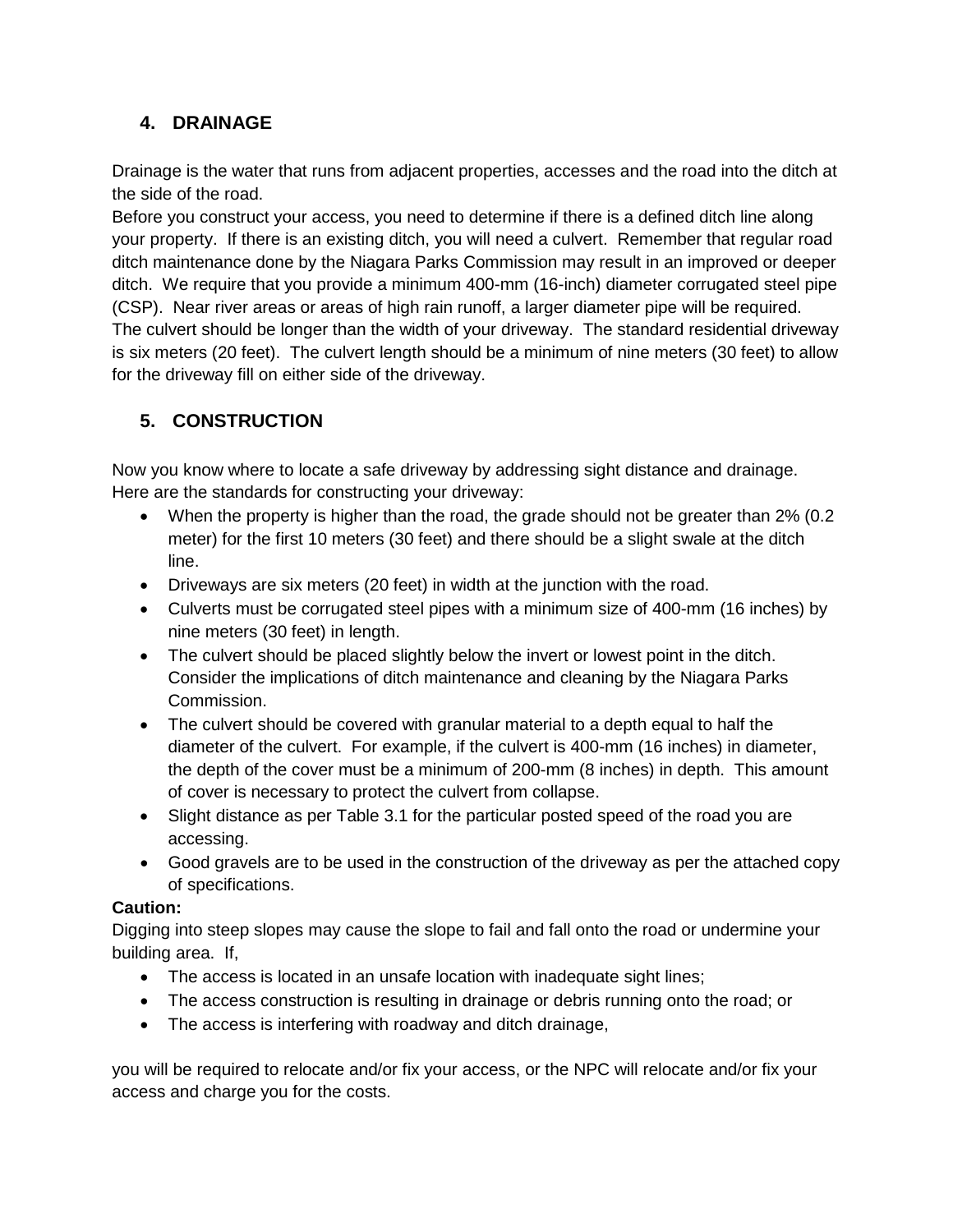## 4. DRAINAGE

Drainage is the water that runs from adjacent properties, accesses and the road into the ditch at the side of the road.

Before you construct your access, you need to determine if there is a defined ditch line along your property. If there is an existing ditch, you will need a culvert. Remember that regular road ditch maintenance done by the Niagara Parks Commission may result in an improved or deeper ditch. We require that you provide a minimum 400-mm (16-inch) diameter corrugated steel pipe (CSP). Near river areas or areas of high rain runoff, a larger diameter pipe will be required. The culvert should be longer than the width of your driveway. The standard residential driveway is six meters (20 feet). The culvert length should be a minimum of nine meters (30 feet) to allow for the driveway fill on either side of the driveway.

## 5. CONSTRUCTION

Now you know where to locate a safe driveway by addressing sight distance and drainage. Here are the standards for constructing your driveway:

- When the property is higher than the road, the grade should not be greater than 2% (0.2 meter) for the first 10 meters (30 feet) and there should be a slight swale at the ditch line.
- Driveways are six meters (20 feet) in width at the junction with the road.
- Culverts must be corrugated steel pipes with a minimum size of 400-mm (16 inches) by nine meters (30 feet) in length.
- The culvert should be placed slightly below the invert or lowest point in the ditch. Consider the implications of ditch maintenance and cleaning by the Niagara Parks Commission.
- The culvert should be covered with granular material to a depth equal to half the diameter of the culvert. For example, if the culvert is 400-mm (16 inches) in diameter, the depth of the cover must be a minimum of 200-mm (8 inches) in depth. This amount of cover is necessary to protect the culvert from collapse.
- Slight distance as per Table 3.1 for the particular posted speed of the road you are accessing.
- Good gravels are to be used in the construction of the driveway as per the attached copy of specifications.

**Caution:**

Digging into steep slopes may cause the slope to fail and fall onto the road or undermine your building area. If,

- The access is located in an unsafe location with inadequate sight lines;
- The access construction is resulting in drainage or debris running onto the road; or
- The access is interfering with roadway and ditch drainage,

you will be required to relocate and/or fix your access, or the NPC will relocate and/or fix your access and charge you for the costs.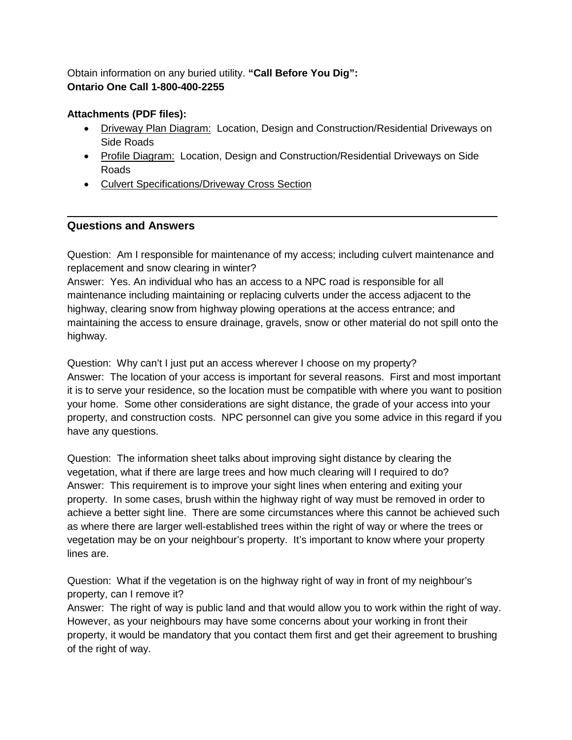Obtain information on any buried utility. **"Call Before You Dig": Ontario One Call 1-800-400-2255**

**Attachments (PDF files):**

- Driveway Plan Diagram: Location, Design and Construction/Residential Driveways on Side Roads
- Profile Diagram: Location, Design and Construction/Residential Driveways on Side Roads
- Culvert Specifications/Driveway Cross Section

---

## Questions and Answers

Question: Am I responsible for maintenance of my access; including culvert maintenance and replacement and snow clearing in winter?
Answer: Yes. An individual who has an access to a NPC road is responsible for all maintenance including maintaining or replacing culverts under the access adjacent to the highway, clearing snow from highway plowing operations at the access entrance; and maintaining the access to ensure drainage, gravels, snow or other material do not spill onto the highway.

Question: Why can't I just put an access wherever I choose on my property?
Answer: The location of your access is important for several reasons. First and most important it is to serve your residence, so the location must be compatible with where you want to position your home. Some other considerations are sight distance, the grade of your access into your property, and construction costs. NPC personnel can give you some advice in this regard if you have any questions.

Question: The information sheet talks about improving sight distance by clearing the vegetation, what if there are large trees and how much clearing will I required to do?
Answer: This requirement is to improve your sight lines when entering and exiting your property. In some cases, brush within the highway right of way must be removed in order to achieve a better sight line. There are some circumstances where this cannot be achieved such as where there are larger well-established trees within the right of way or where the trees or vegetation may be on your neighbour's property. It's important to know where your property lines are.

Question: What if the vegetation is on the highway right of way in front of my neighbour's property, can I remove it?
Answer: The right of way is public land and that would allow you to work within the right of way. However, as your neighbours may have some concerns about your working in front their property, it would be mandatory that you contact them first and get their agreement to brushing of the right of way.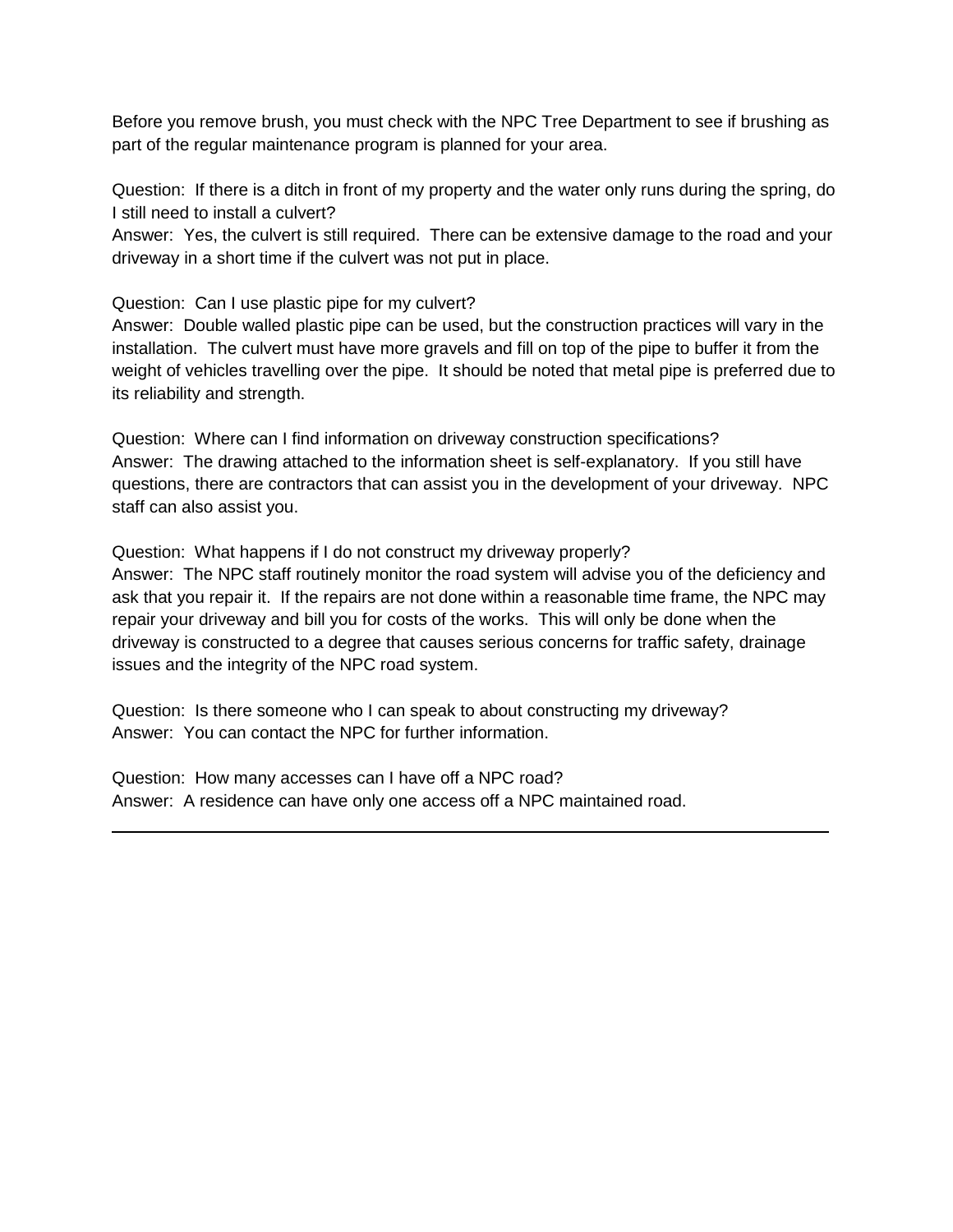Before you remove brush, you must check with the NPC Tree Department to see if brushing as part of the regular maintenance program is planned for your area.

Question: If there is a ditch in front of my property and the water only runs during the spring, do I still need to install a culvert?
Answer: Yes, the culvert is still required. There can be extensive damage to the road and your driveway in a short time if the culvert was not put in place.

Question: Can I use plastic pipe for my culvert?
Answer: Double walled plastic pipe can be used, but the construction practices will vary in the installation. The culvert must have more gravels and fill on top of the pipe to buffer it from the weight of vehicles travelling over the pipe. It should be noted that metal pipe is preferred due to its reliability and strength.

Question: Where can I find information on driveway construction specifications?
Answer: The drawing attached to the information sheet is self-explanatory. If you still have questions, there are contractors that can assist you in the development of your driveway. NPC staff can also assist you.

Question: What happens if I do not construct my driveway properly?
Answer: The NPC staff routinely monitor the road system will advise you of the deficiency and ask that you repair it. If the repairs are not done within a reasonable time frame, the NPC may repair your driveway and bill you for costs of the works. This will only be done when the driveway is constructed to a degree that causes serious concerns for traffic safety, drainage issues and the integrity of the NPC road system.

Question: Is there someone who I can speak to about constructing my driveway?
Answer: You can contact the NPC for further information.

Question: How many accesses can I have off a NPC road?
Answer: A residence can have only one access off a NPC maintained road.

---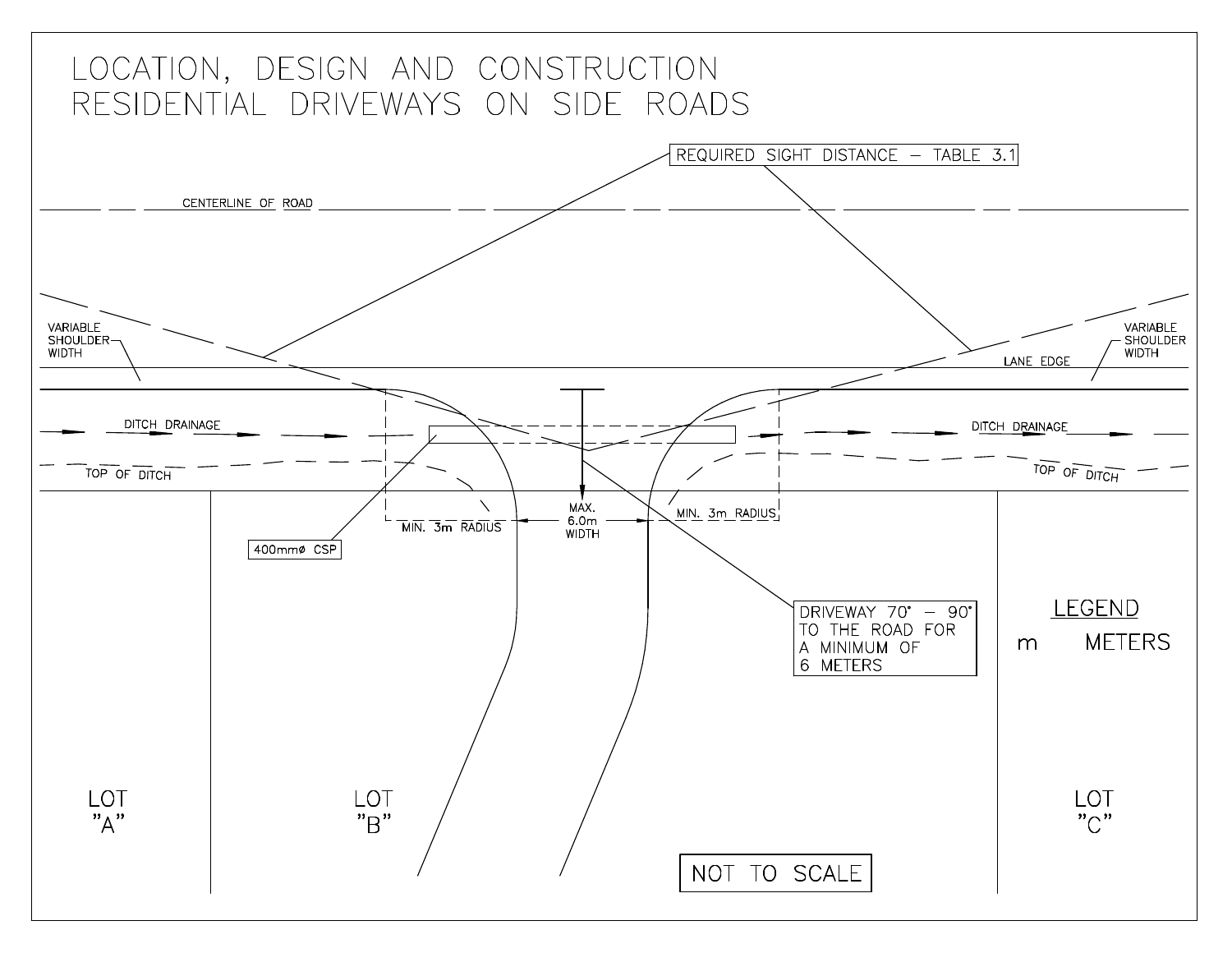# LOCATION, DESIGN AND CONSTRUCTION RESIDENTIAL DRIVEWAYS ON SIDE ROADS

REQUIRED SIGHT DISTANCE – TABLE 3.1

CENTERLINE OF ROAD

VARIABLE SHOULDER WIDTH

LANE EDGE

VARIABLE SHOULDER WIDTH

DITCH DRAINAGE

DITCH DRAINAGE

TOP OF DITCH

TOP OF DITCH

400mmø CSP

MIN. 3m RADIUS

MAX. 6.0m WIDTH

MIN. 3m RADIUS

DRIVEWAY 70° – 90° TO THE ROAD FOR A MINIMUM OF 6 METERS

LEGEND

m METERS

LOT "A"

LOT "B"

LOT "C"

NOT TO SCALE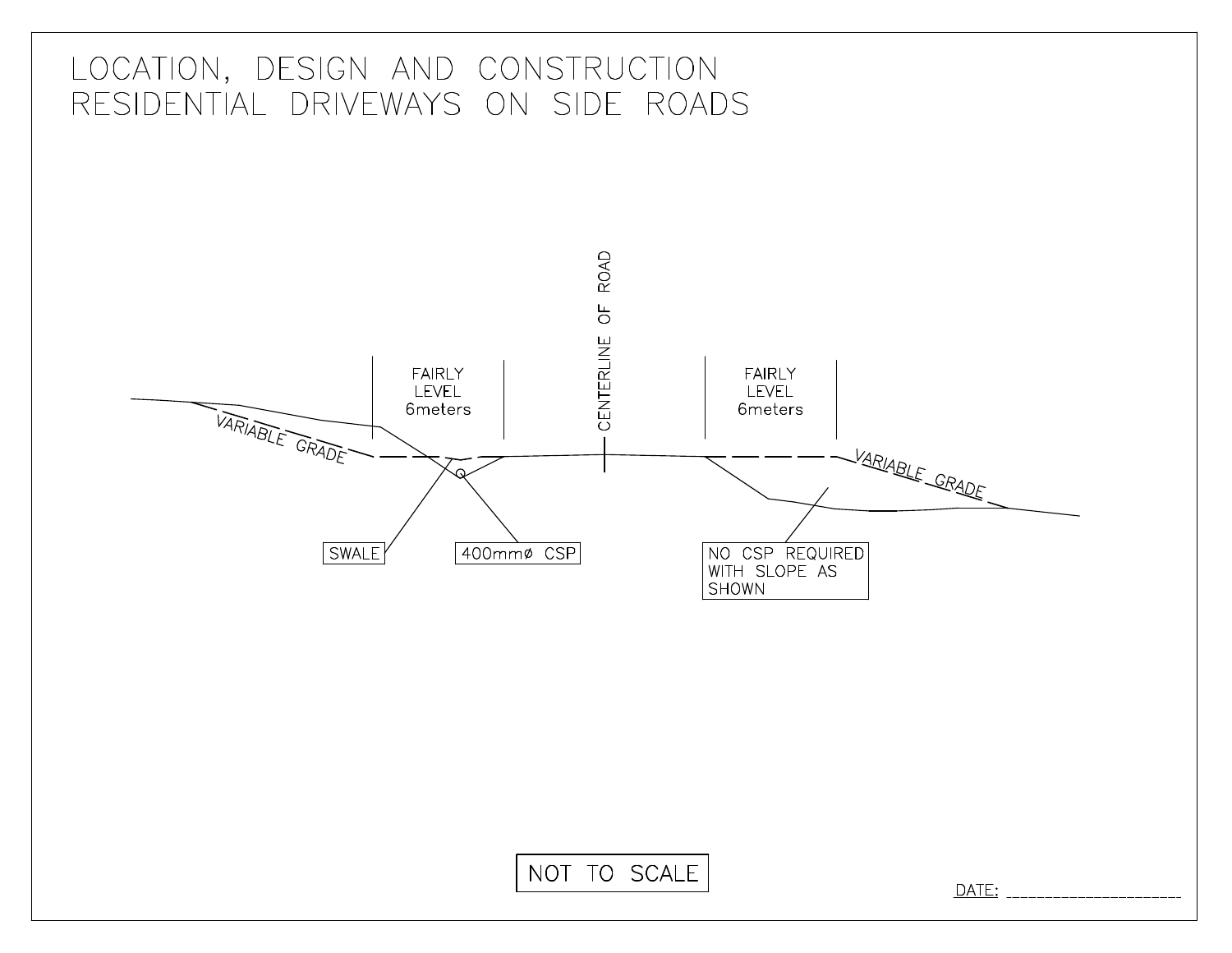# LOCATION, DESIGN AND CONSTRUCTION RESIDENTIAL DRIVEWAYS ON SIDE ROADS

FAIRLY LEVEL 6meters

CENTERLINE OF ROAD

FAIRLY LEVEL 6meters

VARIABLE GRADE

VARIABLE GRADE

SWALE

400mmø CSP

NO CSP REQUIRED WITH SLOPE AS SHOWN

NOT TO SCALE

DATE: ____________________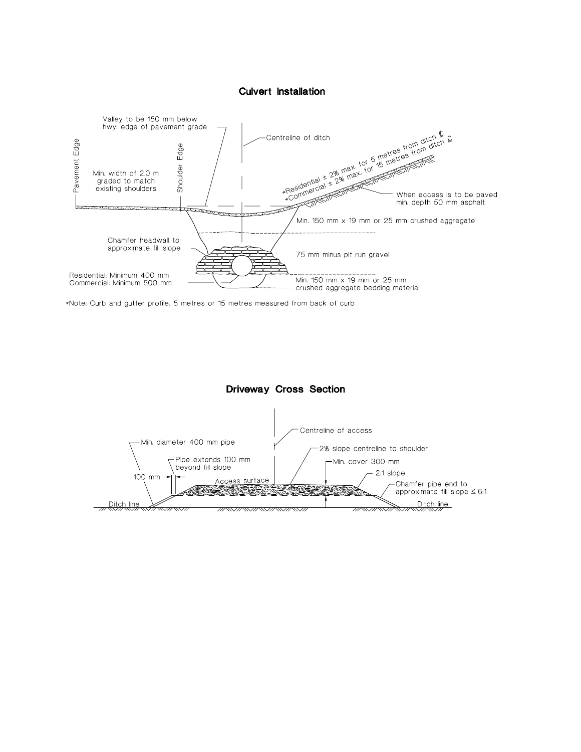## Culvert Installation

Valley to be 150 mm below hwy. edge of pavement grade

Centreline of ditch

Pavement Edge

Shoulder Edge

Min. width of 2.0 m graded to match existing shoulders

*Residential ± 2% max. for 5 metres from ditch ℄

*Commercial ± 2% max. for 15 metres from ditch ℄

When access is to be paved min. depth 50 mm asphalt

Min. 150 mm x 19 mm or 25 mm crushed aggregate

Chamfer headwall to approximate fill slope

75 mm minus pit run gravel

Residential: Minimum 400 mm

Commercial: Minimum 500 mm

Min. 150 mm x 19 mm or 25 mm crushed aggregate bedding material

*Note: Curb and gutter profile, 5 metres or 15 metres measured from back of curb

## Driveway Cross Section

Centreline of access

Min. diameter 400 mm pipe

2% slope centreline to shoulder

Pipe extends 100 mm beyond fill slope

Min. cover 300 mm

100 mm

Access surface

2:1 slope

Chamfer pipe end to approximate fill slope ≤ 6:1

Ditch line

Ditch line